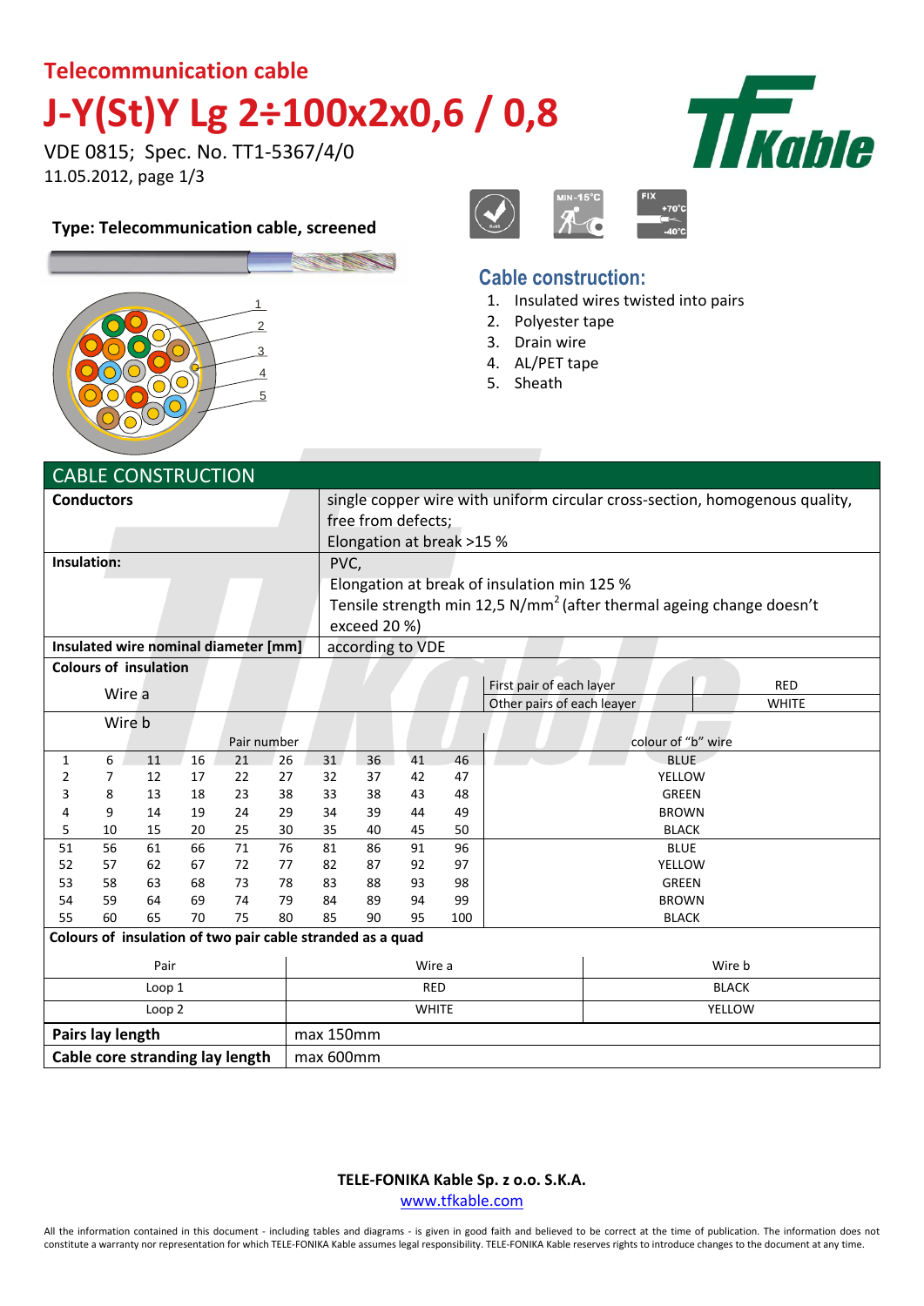## Telecommunication cable

# J-Y(St)Y Lg 2÷100x2x0,6 / 0,8

VDE 0815; Spec. No. TT1-5367/4/0

11.05.2012, page 1/3

### Type: Telecommunication cable, screened

1
2
3
4
5

MIN -15°C

FIX +70°C -40°C

## Cable construction:

1. Insulated wires twisted into pairs
2. Polyester tape
3. Drain wire
4. AL/PET tape
5. Sheath

## CABLE CONSTRUCTION

| | |
|---|---|
| **Conductors** | single copper wire with uniform circular cross-section, homogenous quality, free from defects; Elongation at break >15 % |
| **Insulation:** | PVC, Elongation at break of insulation min 125 % Tensile strength min 12,5 N/mm$^2$ (after thermal ageing change doesn't exceed 20 %) |
| **Insulated wire nominal diameter [mm]** | according to VDE |

**Colours of insulation**

| Wire a | | |
|---|---|---|
| | First pair of each layer | RED |
| | Other pairs of each leayer | WHITE |

Wire b

| Pair number | | | | | | | | | | colour of "b" wire |
|---|---|---|---|---|---|---|---|---|---|---|
| 1 | 6 | 11 | 16 | 21 | 26 | 31 | 36 | 41 | 46 | BLUE |
| 2 | 7 | 12 | 17 | 22 | 27 | 32 | 37 | 42 | 47 | YELLOW |
| 3 | 8 | 13 | 18 | 23 | 38 | 33 | 38 | 43 | 48 | GREEN |
| 4 | 9 | 14 | 19 | 24 | 29 | 34 | 39 | 44 | 49 | BROWN |
| 5 | 10 | 15 | 20 | 25 | 30 | 35 | 40 | 45 | 50 | BLACK |
| 51 | 56 | 61 | 66 | 71 | 76 | 81 | 86 | 91 | 96 | BLUE |
| 52 | 57 | 62 | 67 | 72 | 77 | 82 | 87 | 92 | 97 | YELLOW |
| 53 | 58 | 63 | 68 | 73 | 78 | 83 | 88 | 93 | 98 | GREEN |
| 54 | 59 | 64 | 69 | 74 | 79 | 84 | 89 | 94 | 99 | BROWN |
| 55 | 60 | 65 | 70 | 75 | 80 | 85 | 90 | 95 | 100 | BLACK |

**Colours of insulation of two pair cable stranded as a quad**

| Pair | Wire a | Wire b |
|---|---|---|
| Loop 1 | RED | BLACK |
| Loop 2 | WHITE | YELLOW |

| | |
|---|---|
| **Pairs lay length** | max 150mm |
| **Cable core stranding lay length** | max 600mm |

**TELE-FONIKA Kable Sp. z o.o. S.K.A.**

www.tfkable.com

All the information contained in this document - including tables and diagrams - is given in good faith and believed to be correct at the time of publication. The information does not constitute a warranty nor representation for which TELE-FONIKA Kable assumes legal responsibility. TELE-FONIKA Kable reserves rights to introduce changes to the document at any time.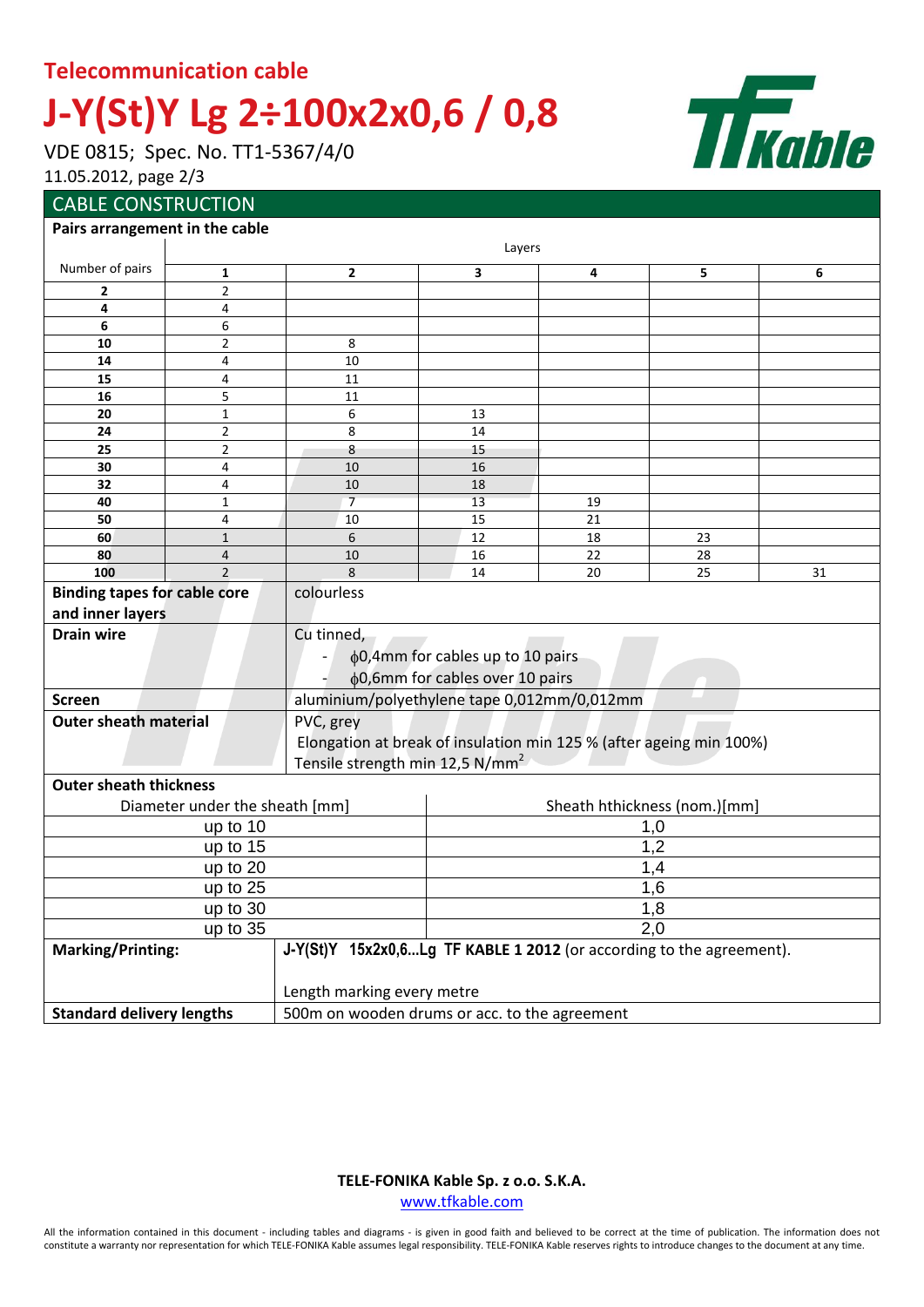Telecommunication cable

# J-Y(St)Y Lg 2÷100x2x0,6 / 0,8

VDE 0815; Spec. No. TT1-5367/4/0

11.05.2012, page 2/3

## CABLE CONSTRUCTION

**Pairs arrangement in the cable**

| Number of pairs | Layers | | | | | |
|---|---|---|---|---|---|---|
| | **1** | **2** | **3** | **4** | **5** | **6** |
| **2** | 2 | | | | | |
| **4** | 4 | | | | | |
| **6** | 6 | | | | | |
| **10** | 2 | 8 | | | | |
| **14** | 4 | 10 | | | | |
| **15** | 4 | 11 | | | | |
| **16** | 5 | 11 | | | | |
| **20** | 1 | 6 | 13 | | | |
| **24** | 2 | 8 | 14 | | | |
| **25** | 2 | 8 | 15 | | | |
| **30** | 4 | 10 | 16 | | | |
| **32** | 4 | 10 | 18 | | | |
| **40** | 1 | 7 | 13 | 19 | | |
| **50** | 4 | 10 | 15 | 21 | | |
| **60** | 1 | 6 | 12 | 18 | 23 | |
| **80** | 4 | 10 | 16 | 22 | 28 | |
| **100** | 2 | 8 | 14 | 20 | 25 | 31 |

| | |
|---|---|
| **Binding tapes for cable core and inner layers** | colourless |
| **Drain wire** | Cu tinned,<br>- ϕ0,4mm for cables up to 10 pairs<br>- ϕ0,6mm for cables over 10 pairs |
| **Screen** | aluminium/polyethylene tape 0,012mm/0,012mm |
| **Outer sheath material** | PVC, grey<br>Elongation at break of insulation min 125 % (after ageing min 100%)<br>Tensile strength min 12,5 N/mm$^2$ |

**Outer sheath thickness**

| Diameter under the sheath [mm] | Sheath hthickness (nom.)[mm] |
|---|---|
| up to 10 | 1,0 |
| up to 15 | 1,2 |
| up to 20 | 1,4 |
| up to 25 | 1,6 |
| up to 30 | 1,8 |
| up to 35 | 2,0 |

| | |
|---|---|
| **Marking/Printing:** | **J-Y(St)Y 15x2x0,6...Lg TF KABLE 1 2012** (or according to the agreement).<br><br>Length marking every metre |
| **Standard delivery lengths** | 500m on wooden drums or acc. to the agreement |

**TELE-FONIKA Kable Sp. z o.o. S.K.A.**

www.tfkable.com

All the information contained in this document - including tables and diagrams - is given in good faith and believed to be correct at the time of publication. The information does not constitute a warranty nor representation for which TELE-FONIKA Kable assumes legal responsibility. TELE-FONIKA Kable reserves rights to introduce changes to the document at any time.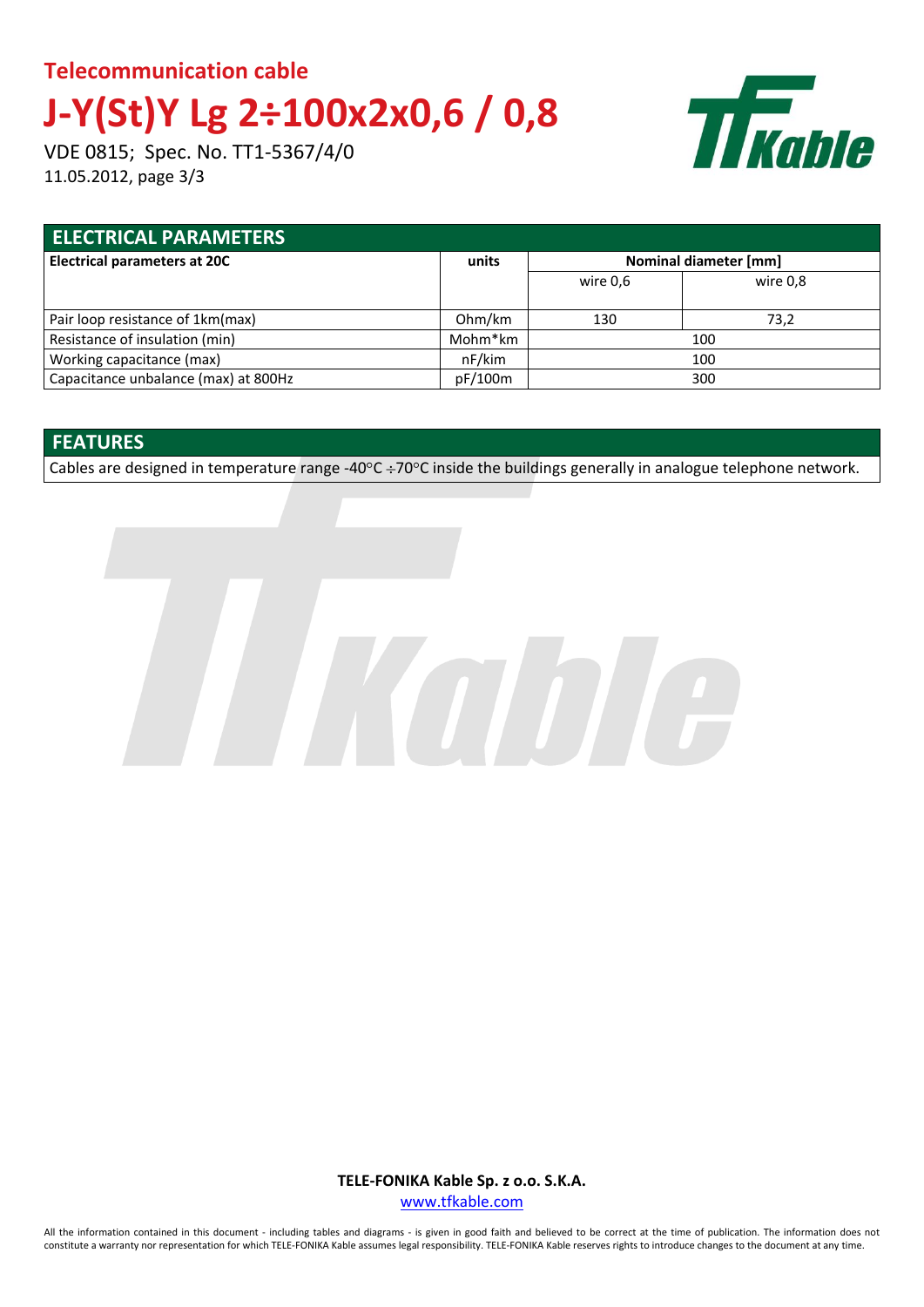## Telecommunication cable

# J-Y(St)Y Lg 2÷100x2x0,6 / 0,8

VDE 0815; Spec. No. TT1-5367/4/0

11.05.2012, page 3/3

## ELECTRICAL PARAMETERS

| **Electrical parameters at 20C** | **units** | **Nominal diameter [mm]** | |
|---|---|---|---|
| | | wire 0,6 | wire 0,8 |
| Pair loop resistance of 1km(max) | Ohm/km | 130 | 73,2 |
| Resistance of insulation (min) | Mohm*km | 100 | |
| Working capacitance (max) | nF/kim | 100 | |
| Capacitance unbalance (max) at 800Hz | pF/100m | 300 | |

## FEATURES

Cables are designed in temperature range -40°C ÷70°C inside the buildings generally in analogue telephone network.

**TELE-FONIKA Kable Sp. z o.o. S.K.A.**

www.tfkable.com

All the information contained in this document - including tables and diagrams - is given in good faith and believed to be correct at the time of publication. The information does not constitute a warranty nor representation for which TELE-FONIKA Kable assumes legal responsibility. TELE-FONIKA Kable reserves rights to introduce changes to the document at any time.